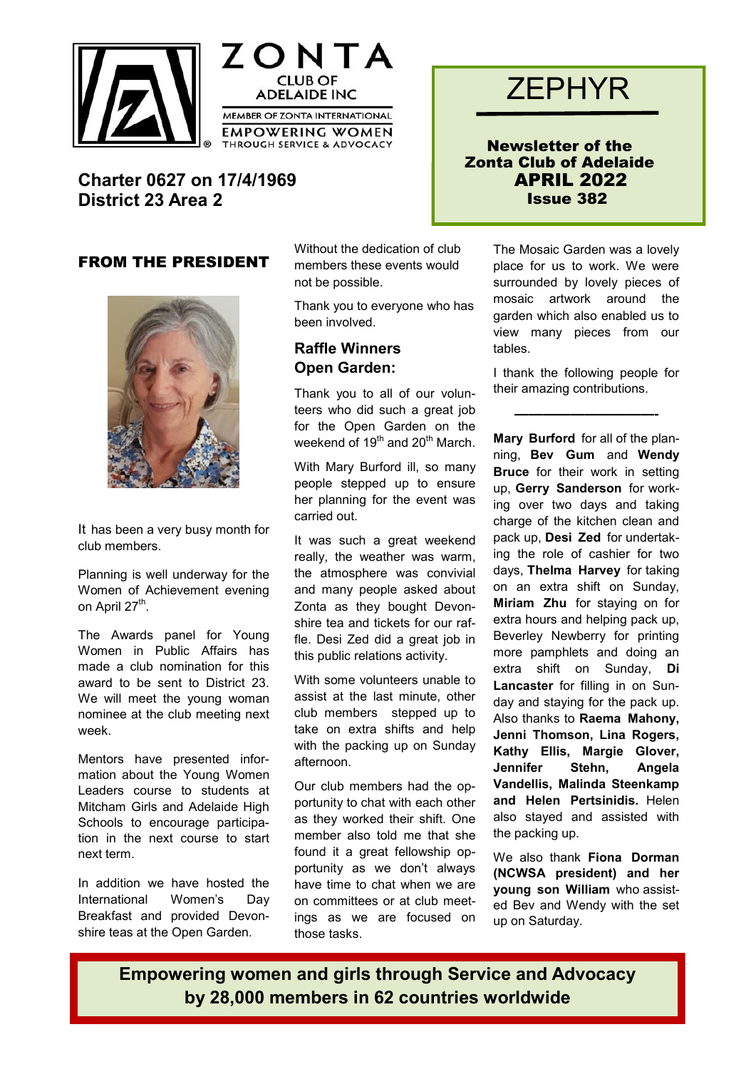ZONTA CLUB OF ADELAIDE INC

MEMBER OF ZONTA INTERNATIONAL

EMPOWERING WOMEN THROUGH SERVICE & ADVOCACY

**Charter 0627 on 17/4/1969**
**District 23 Area 2**

# ZEPHYR

**Newsletter of the Zonta Club of Adelaide**
**APRIL 2022**
**Issue 382**

## FROM THE PRESIDENT

It has been a very busy month for club members.

Planning is well underway for the Women of Achievement evening on April 27th.

The Awards panel for Young Women in Public Affairs has made a club nomination for this award to be sent to District 23. We will meet the young woman nominee at the club meeting next week.

Mentors have presented information about the Young Women Leaders course to students at Mitcham Girls and Adelaide High Schools to encourage participation in the next course to start next term.

In addition we have hosted the International Women's Day Breakfast and provided Devonshire teas at the Open Garden.

Without the dedication of club members these events would not be possible.

Thank you to everyone who has been involved.

### Raffle Winners Open Garden:

Thank you to all of our volunteers who did such a great job for the Open Garden on the weekend of 19th and 20th March.

With Mary Burford ill, so many people stepped up to ensure her planning for the event was carried out.

It was such a great weekend really, the weather was warm, the atmosphere was convivial and many people asked about Zonta as they bought Devonshire tea and tickets for our raffle. Desi Zed did a great job in this public relations activity.

With some volunteers unable to assist at the last minute, other club members stepped up to take on extra shifts and help with the packing up on Sunday afternoon.

Our club members had the opportunity to chat with each other as they worked their shift. One member also told me that she found it a great fellowship opportunity as we don't always have time to chat when we are on committees or at club meetings as we are focused on those tasks.

The Mosaic Garden was a lovely place for us to work. We were surrounded by lovely pieces of mosaic artwork around the garden which also enabled us to view many pieces from our tables.

I thank the following people for their amazing contributions.

---

**Mary Burford** for all of the planning, **Bev Gum** and **Wendy Bruce** for their work in setting up, **Gerry Sanderson** for working over two days and taking charge of the kitchen clean and pack up, **Desi Zed** for undertaking the role of cashier for two days, **Thelma Harvey** for taking on an extra shift on Sunday, **Miriam Zhu** for staying on for extra hours and helping pack up, Beverley Newberry for printing more pamphlets and doing an extra shift on Sunday, **Di Lancaster** for filling in on Sunday and staying for the pack up. Also thanks to **Raema Mahony, Jenni Thomson, Lina Rogers, Kathy Ellis, Margie Glover, Jennifer Stehn, Angela Vandellis, Malinda Steenkamp and Helen Pertsinidis.** Helen also stayed and assisted with the packing up.

We also thank **Fiona Dorman (NCWSA president) and her young son William** who assisted Bev and Wendy with the set up on Saturday.

**Empowering women and girls through Service and Advocacy by 28,000 members in 62 countries worldwide**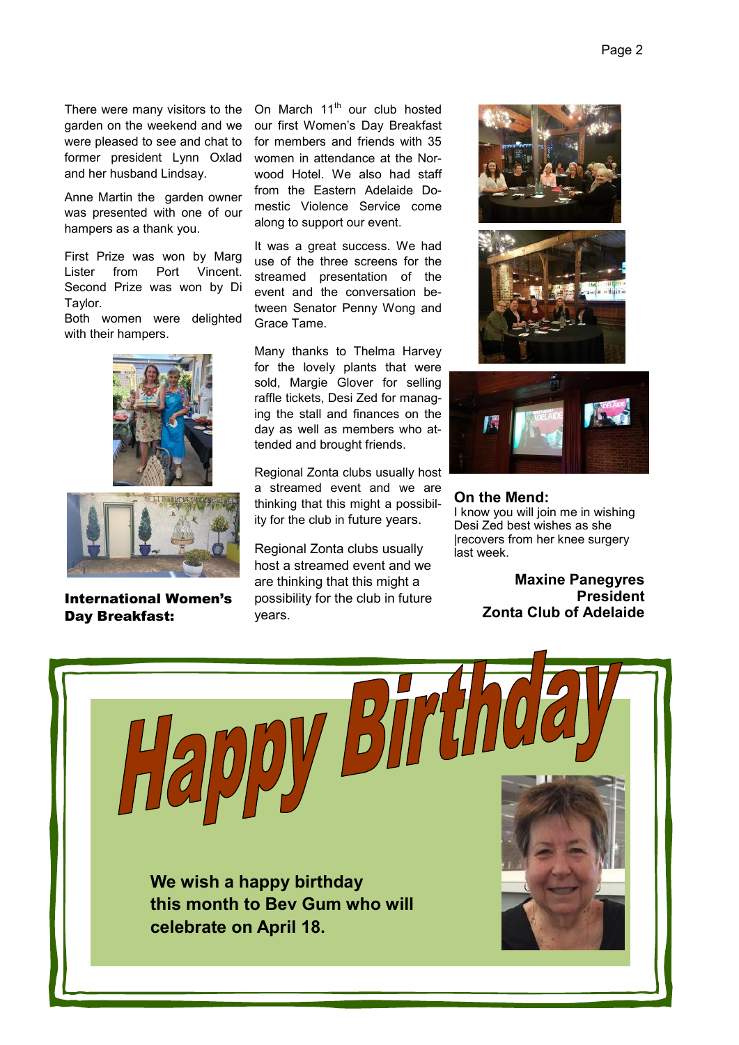There were many visitors to the garden on the weekend and we were pleased to see and chat to former president Lynn Oxlad and her husband Lindsay.

Anne Martin the garden owner was presented with one of our hampers as a thank you.

First Prize was won by Marg Lister from Port Vincent. Second Prize was won by Di Taylor.
Both women were delighted with their hampers.

## International Women's Day Breakfast:

On March 11th our club hosted our first Women's Day Breakfast for members and friends with 35 women in attendance at the Norwood Hotel. We also had staff from the Eastern Adelaide Domestic Violence Service come along to support our event.

It was a great success. We had use of the three screens for the streamed presentation of the event and the conversation between Senator Penny Wong and Grace Tame.

Many thanks to Thelma Harvey for the lovely plants that were sold, Margie Glover for selling raffle tickets, Desi Zed for managing the stall and finances on the day as well as members who attended and brought friends.

Regional Zonta clubs usually host a streamed event and we are thinking that this might a possibility for the club in future years.

Regional Zonta clubs usually host a streamed event and we are thinking that this might a possibility for the club in future years.

## On the Mend:

I know you will join me in wishing Desi Zed best wishes as she |recovers from her knee surgery last week.

**Maxine Panegyres**
**President**
**Zonta Club of Adelaide**

# Happy Birthday

**We wish a happy birthday this month to Bev Gum who will celebrate on April 18.**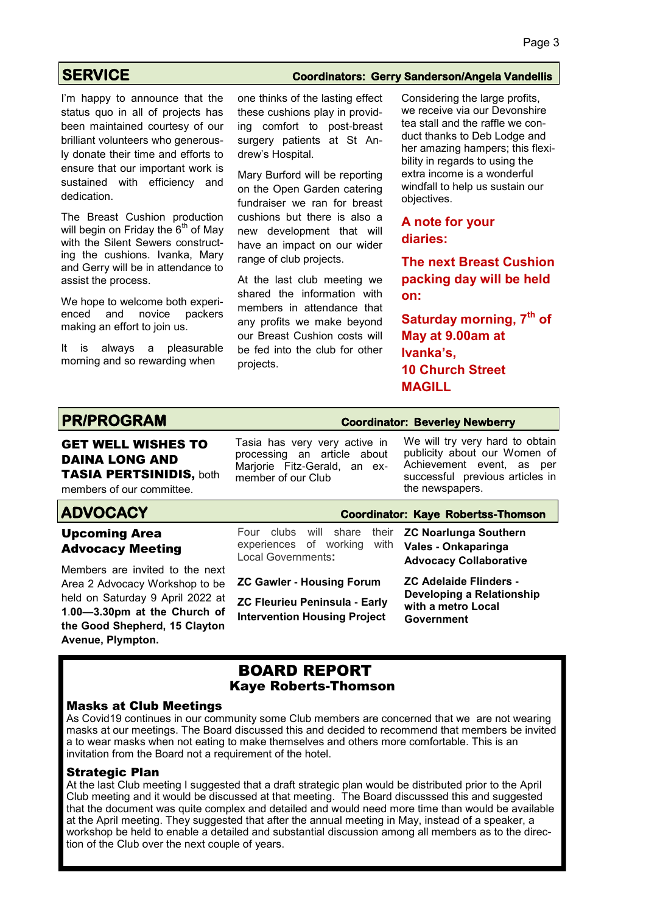## SERVICE

**Coordinators: Gerry Sanderson/Angela Vandellis**

I'm happy to announce that the status quo in all of projects has been maintained courtesy of our brilliant volunteers who generously donate their time and efforts to ensure that our important work is sustained with efficiency and dedication.

The Breast Cushion production will begin on Friday the 6th of May with the Silent Sewers constructing the cushions. Ivanka, Mary and Gerry will be in attendance to assist the process.

We hope to welcome both experienced and novice packers making an effort to join us.

It is always a pleasurable morning and so rewarding when one thinks of the lasting effect these cushions play in providing comfort to post-breast surgery patients at St Andrew's Hospital.

Mary Burford will be reporting on the Open Garden catering fundraiser we ran for breast cushions but there is also a new development that will have an impact on our wider range of club projects.

At the last club meeting we shared the information with members in attendance that any profits we make beyond our Breast Cushion costs will be fed into the club for other projects.

Considering the large profits, we receive via our Devonshire tea stall and the raffle we conduct thanks to Deb Lodge and her amazing hampers; this flexibility in regards to using the extra income is a wonderful windfall to help us sustain our objectives.

**A note for your diaries:**

**The next Breast Cushion packing day will be held on:**

**Saturday morning, 7th of May at 9.00am at Ivanka's, 10 Church Street MAGILL**

## PR/PROGRAM

**Coordinator: Beverley Newberry**

**GET WELL WISHES TO DAINA LONG AND TASIA PERTSINIDIS,** both members of our committee.

Tasia has very very active in processing an article about Marjorie Fitz-Gerald, an ex-member of our Club

We will try very hard to obtain publicity about our Women of Achievement event, as per successful previous articles in the newspapers.

## ADVOCACY

**Coordinator: Kaye Robertss-Thomson**

**Upcoming Area Advocacy Meeting**

Members are invited to the next Area 2 Advocacy Workshop to be held on Saturday 9 April 2022 at **1.00—3.30pm at the Church of the Good Shepherd, 15 Clayton Avenue, Plympton.**

Four clubs will share their experiences of working with Local Governments**:**

**ZC Gawler - Housing Forum**

**ZC Fleurieu Peninsula - Early Intervention Housing Project**

**ZC Noarlunga Southern Vales - Onkaparinga Advocacy Collaborative**

**ZC Adelaide Flinders - Developing a Relationship with a metro Local Government**

## BOARD REPORT
### Kaye Roberts-Thomson

**Masks at Club Meetings**

As Covid19 continues in our community some Club members are concerned that we are not wearing masks at our meetings. The Board discussed this and decided to recommend that members be invited a to wear masks when not eating to make themselves and others more comfortable. This is an invitation from the Board not a requirement of the hotel.

**Strategic Plan**

At the last Club meeting I suggested that a draft strategic plan would be distributed prior to the April Club meeting and it would be discussed at that meeting. The Board discusssed this and suggested that the document was quite complex and detailed and would need more time than would be available at the April meeting. They suggested that after the annual meeting in May, instead of a speaker, a workshop be held to enable a detailed and substantial discussion among all members as to the direction of the Club over the next couple of years.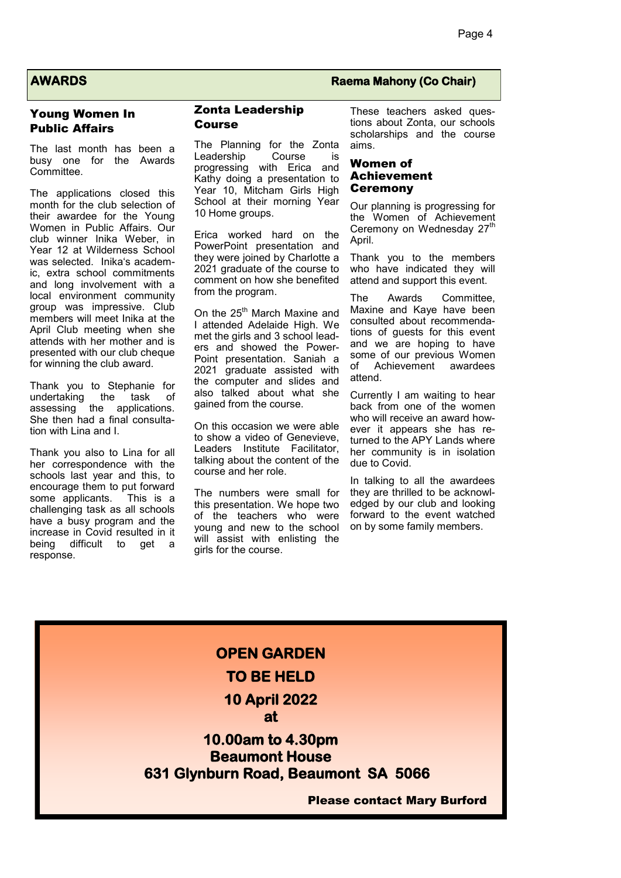## AWARDS

**Raema Mahony (Co Chair)**

### Young Women In Public Affairs

The last month has been a busy one for the Awards Committee.

The applications closed this month for the club selection of their awardee for the Young Women in Public Affairs. Our club winner Inika Weber, in Year 12 at Wilderness School was selected. Inika's academic, extra school commitments and long involvement with a local environment community group was impressive. Club members will meet Inika at the April Club meeting when she attends with her mother and is presented with our club cheque for winning the club award.

Thank you to Stephanie for undertaking the task of assessing the applications. She then had a final consultation with Lina and I.

Thank you also to Lina for all her correspondence with the schools last year and this, to encourage them to put forward some applicants. This is a challenging task as all schools have a busy program and the increase in Covid resulted in it being difficult to get a response.

### Zonta Leadership Course

The Planning for the Zonta Leadership Course is progressing with Erica and Kathy doing a presentation to Year 10, Mitcham Girls High School at their morning Year 10 Home groups.

Erica worked hard on the PowerPoint presentation and they were joined by Charlotte a 2021 graduate of the course to comment on how she benefited from the program.

On the 25th March Maxine and I attended Adelaide High. We met the girls and 3 school leaders and showed the PowerPoint presentation. Saniah a 2021 graduate assisted with the computer and slides and also talked about what she gained from the course.

On this occasion we were able to show a video of Genevieve, Leaders Institute Facilitator, talking about the content of the course and her role.

The numbers were small for this presentation. We hope two of the teachers who were young and new to the school will assist with enlisting the girls for the course.

These teachers asked questions about Zonta, our schools scholarships and the course aims.

### Women of Achievement Ceremony

Our planning is progressing for the Women of Achievement Ceremony on Wednesday 27th April.

Thank you to the members who have indicated they will attend and support this event.

The Awards Committee, Maxine and Kaye have been consulted about recommendations of guests for this event and we are hoping to have some of our previous Women of Achievement awardees attend.

Currently I am waiting to hear back from one of the women who will receive an award however it appears she has returned to the APY Lands where her community is in isolation due to Covid.

In talking to all the awardees they are thrilled to be acknowledged by our club and looking forward to the event watched on by some family members.

---

**OPEN GARDEN**

**TO BE HELD**

**10 April 2022**
**at**

**10.00am to 4.30pm**
**Beaumont House**
**631 Glynburn Road, Beaumont SA 5066**

**Please contact Mary Burford**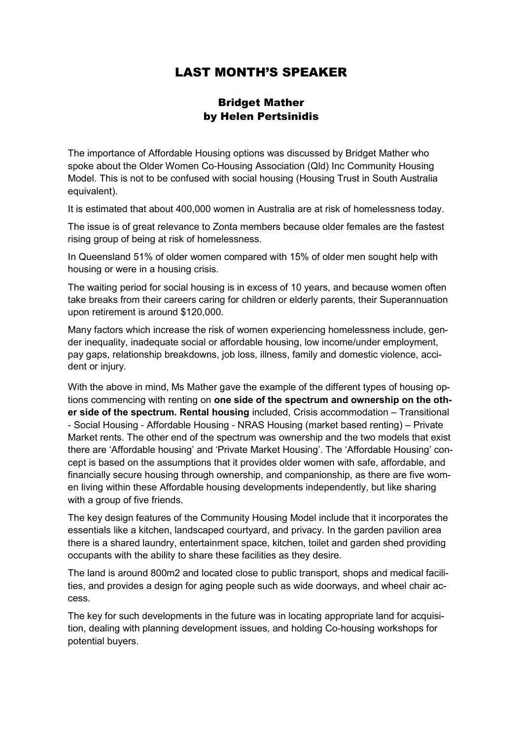# LAST MONTH'S SPEAKER

## Bridget Mather
## by Helen Pertsinidis

The importance of Affordable Housing options was discussed by Bridget Mather who spoke about the Older Women Co-Housing Association (Qld) Inc Community Housing Model. This is not to be confused with social housing (Housing Trust in South Australia equivalent).

It is estimated that about 400,000 women in Australia are at risk of homelessness today.

The issue is of great relevance to Zonta members because older females are the fastest rising group of being at risk of homelessness.

In Queensland 51% of older women compared with 15% of older men sought help with housing or were in a housing crisis.

The waiting period for social housing is in excess of 10 years, and because women often take breaks from their careers caring for children or elderly parents, their Superannuation upon retirement is around $120,000.

Many factors which increase the risk of women experiencing homelessness include, gender inequality, inadequate social or affordable housing, low income/under employment, pay gaps, relationship breakdowns, job loss, illness, family and domestic violence, accident or injury.

With the above in mind, Ms Mather gave the example of the different types of housing options commencing with renting on **one side of the spectrum and ownership on the other side of the spectrum. Rental housing** included, Crisis accommodation – Transitional - Social Housing - Affordable Housing - NRAS Housing (market based renting) – Private Market rents. The other end of the spectrum was ownership and the two models that exist there are 'Affordable housing' and 'Private Market Housing'. The 'Affordable Housing' concept is based on the assumptions that it provides older women with safe, affordable, and financially secure housing through ownership, and companionship, as there are five women living within these Affordable housing developments independently, but like sharing with a group of five friends.

The key design features of the Community Housing Model include that it incorporates the essentials like a kitchen, landscaped courtyard, and privacy. In the garden pavilion area there is a shared laundry, entertainment space, kitchen, toilet and garden shed providing occupants with the ability to share these facilities as they desire.

The land is around 800m2 and located close to public transport, shops and medical facilities, and provides a design for aging people such as wide doorways, and wheel chair access.

The key for such developments in the future was in locating appropriate land for acquisition, dealing with planning development issues, and holding Co-housing workshops for potential buyers.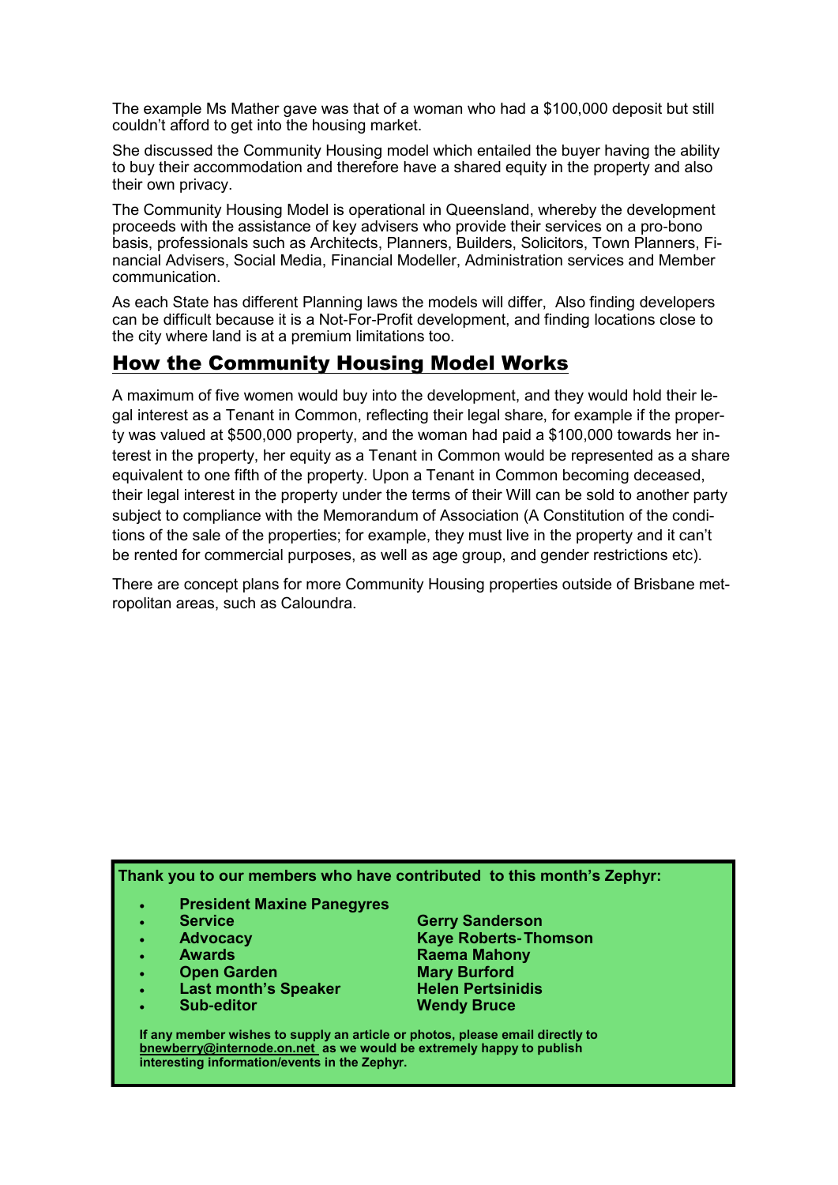The example Ms Mather gave was that of a woman who had a $100,000 deposit but still couldn't afford to get into the housing market.

She discussed the Community Housing model which entailed the buyer having the ability to buy their accommodation and therefore have a shared equity in the property and also their own privacy.

The Community Housing Model is operational in Queensland, whereby the development proceeds with the assistance of key advisers who provide their services on a pro-bono basis, professionals such as Architects, Planners, Builders, Solicitors, Town Planners, Financial Advisers, Social Media, Financial Modeller, Administration services and Member communication.

As each State has different Planning laws the models will differ, Also finding developers can be difficult because it is a Not-For-Profit development, and finding locations close to the city where land is at a premium limitations too.

## How the Community Housing Model Works

A maximum of five women would buy into the development, and they would hold their legal interest as a Tenant in Common, reflecting their legal share, for example if the property was valued at $500,000 property, and the woman had paid a $100,000 towards her interest in the property, her equity as a Tenant in Common would be represented as a share equivalent to one fifth of the property. Upon a Tenant in Common becoming deceased, their legal interest in the property under the terms of their Will can be sold to another party subject to compliance with the Memorandum of Association (A Constitution of the conditions of the sale of the properties; for example, they must live in the property and it can't be rented for commercial purposes, as well as age group, and gender restrictions etc).

There are concept plans for more Community Housing properties outside of Brisbane metropolitan areas, such as Caloundra.

**Thank you to our members who have contributed to this month's Zephyr:**

- **President Maxine Panegyres**
- **Service** — **Gerry Sanderson**
- **Advocacy** — **Kaye Roberts-Thomson**
- **Awards** — **Raema Mahony**
- **Open Garden** — **Mary Burford**
- **Last month's Speaker** — **Helen Pertsinidis**
- **Sub-editor** — **Wendy Bruce**

**If any member wishes to supply an article or photos, please email directly to bnewberry@internode.on.net as we would be extremely happy to publish interesting information/events in the Zephyr.**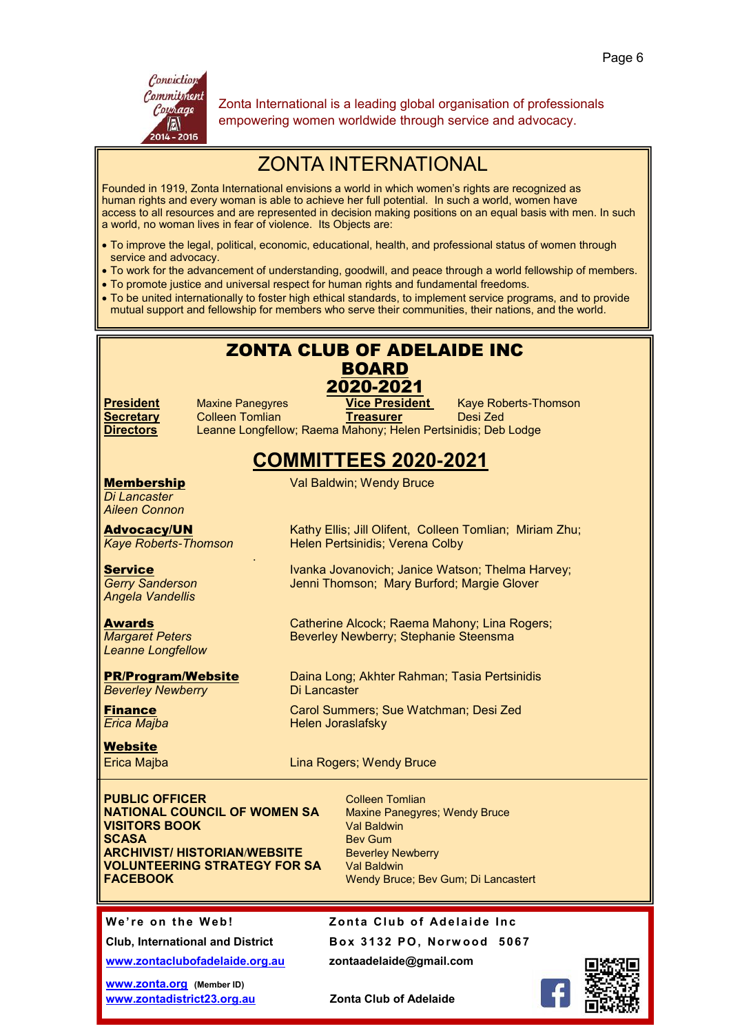Zonta International is a leading global organisation of professionals empowering women worldwide through service and advocacy.

# ZONTA INTERNATIONAL

Founded in 1919, Zonta International envisions a world in which women's rights are recognized as human rights and every woman is able to achieve her full potential. In such a world, women have access to all resources and are represented in decision making positions on an equal basis with men. In such a world, no woman lives in fear of violence. Its Objects are:

- To improve the legal, political, economic, educational, health, and professional status of women through service and advocacy.
- To work for the advancement of understanding, goodwill, and peace through a world fellowship of members.
- To promote justice and universal respect for human rights and fundamental freedoms.
- To be united internationally to foster high ethical standards, to implement service programs, and to provide mutual support and fellowship for members who serve their communities, their nations, and the world.

# ZONTA CLUB OF ADELAIDE INC BOARD 2020-2021

**President** Maxine Panegyres **Vice President** Kaye Roberts-Thomson
**Secretary** Colleen Tomlian **Treasurer** Desi Zed
**Directors** Leanne Longfellow; Raema Mahony; Helen Pertsinidis; Deb Lodge

## COMMITTEES 2020-2021

**Membership**
*Di Lancaster*
*Aileen Connon*
Val Baldwin; Wendy Bruce

**Advocacy/UN**
*Kaye Roberts-Thomson*
Kathy Ellis; Jill Olifent, Colleen Tomlian; Miriam Zhu; Helen Pertsinidis; Verena Colby

**Service**
*Gerry Sanderson*
*Angela Vandellis*
Ivanka Jovanovich; Janice Watson; Thelma Harvey; Jenni Thomson; Mary Burford; Margie Glover

**Awards**
*Margaret Peters*
*Leanne Longfellow*
Catherine Alcock; Raema Mahony; Lina Rogers; Beverley Newberry; Stephanie Steensma

**PR/Program/Website**
*Beverley Newberry*
Daina Long; Akhter Rahman; Tasia Pertsinidis Di Lancaster

**Finance**
*Erica Majba*
Carol Summers; Sue Watchman; Desi Zed Helen Joraslafsky

**Website**
Erica Majba
Lina Rogers; Wendy Bruce

| | |
|---|---|
| **PUBLIC OFFICER** | Colleen Tomlian |
| **NATIONAL COUNCIL OF WOMEN SA** | Maxine Panegyres; Wendy Bruce |
| **VISITORS BOOK** | Val Baldwin |
| **SCASA** | Bev Gum |
| **ARCHIVIST/ HISTORIAN/WEBSITE** | Beverley Newberry |
| **VOLUNTEERING STRATEGY FOR SA** | Val Baldwin |
| **FACEBOOK** | Wendy Bruce; Bev Gum; Di Lancastert |

**We're on the Web!**

**Club, International and District**

www.zontaclubofadelaide.org.au

www.zonta.org (Member ID)

www.zontadistrict23.org.au

**Zonta Club of Adelaide Inc**

**Box 3132 PO, Norwood 5067**

**zontaadelaide@gmail.com**

**Zonta Club of Adelaide**